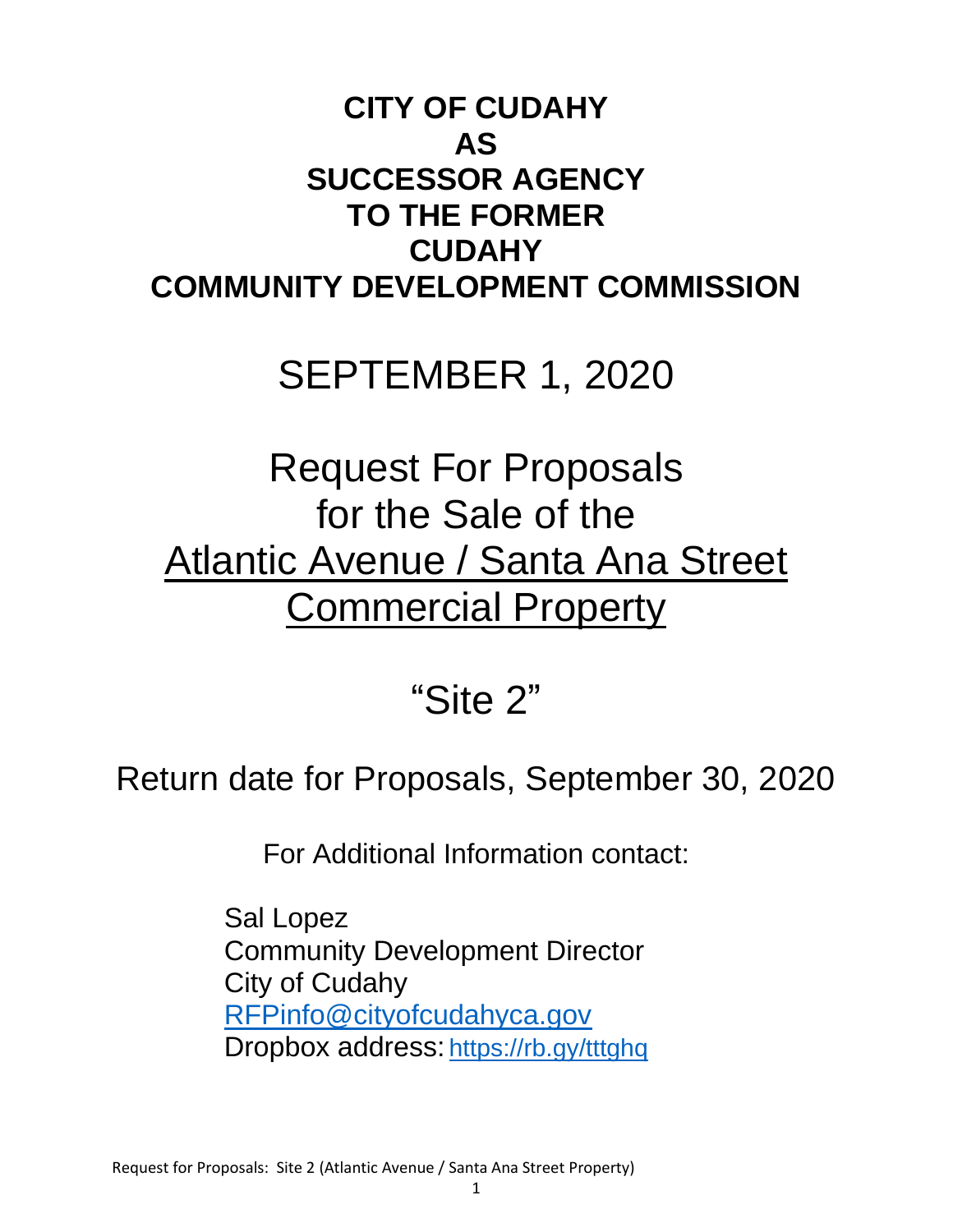# CITY OF CUDAHY AS SUCCESSOR AGENCY TO THE FORMER CUDAHY COMMUNITY DEVELOPMENT COMMISSION

## SEPTEMBER 1, 2020

## Request For Proposals for the Sale of the Atlantic Avenue / Santa Ana Street Commercial Property

## "Site 2"

Return date for Proposals, September 30, 2020

For Additional Information contact:

Sal Lopez
Community Development Director
City of Cudahy
RFPinfo@cityofcudahyca.gov
Dropbox address: https://rb.gy/tttghq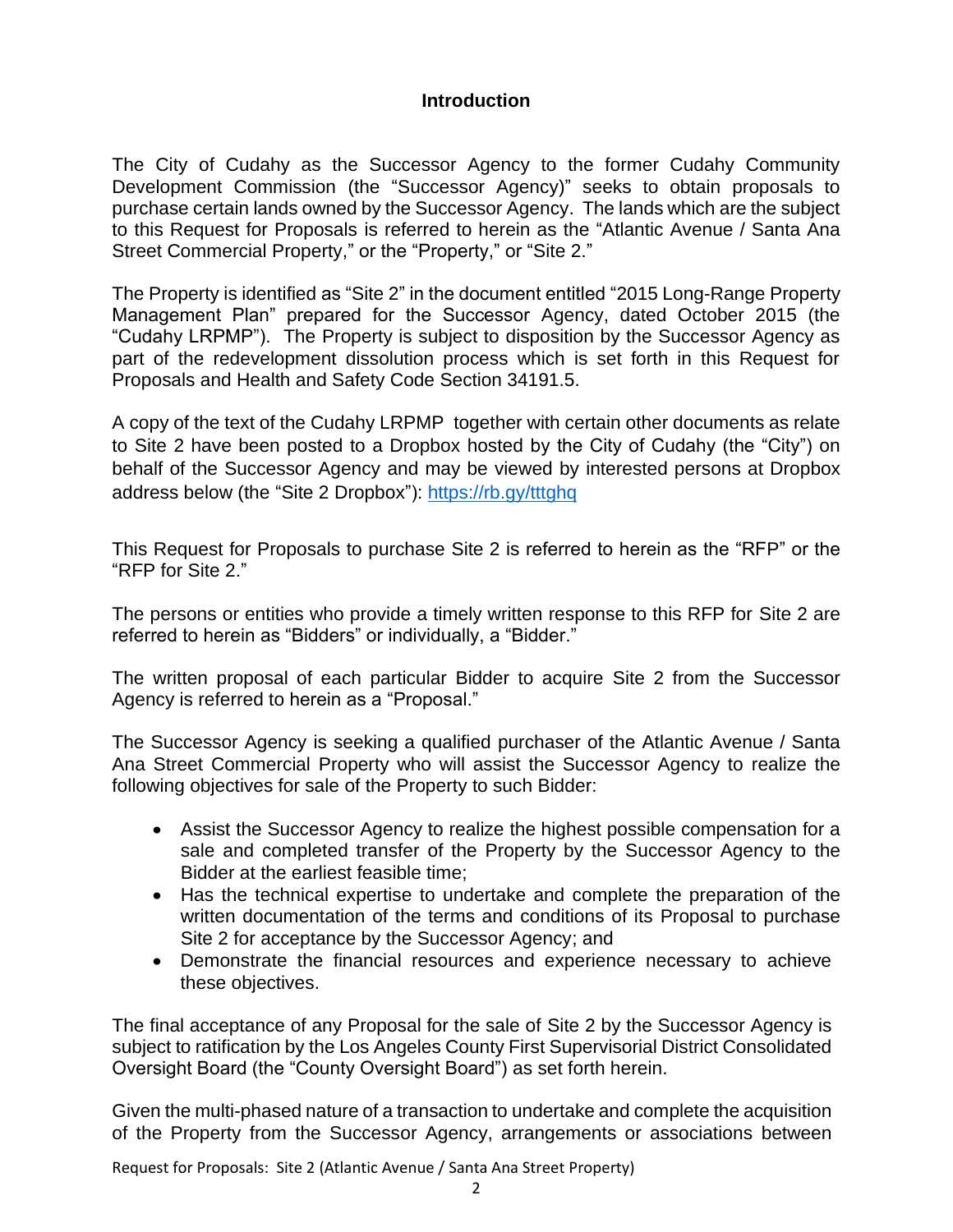## Introduction

The City of Cudahy as the Successor Agency to the former Cudahy Community Development Commission (the "Successor Agency)" seeks to obtain proposals to purchase certain lands owned by the Successor Agency. The lands which are the subject to this Request for Proposals is referred to herein as the "Atlantic Avenue / Santa Ana Street Commercial Property," or the "Property," or "Site 2."

The Property is identified as "Site 2" in the document entitled "2015 Long-Range Property Management Plan" prepared for the Successor Agency, dated October 2015 (the "Cudahy LRPMP"). The Property is subject to disposition by the Successor Agency as part of the redevelopment dissolution process which is set forth in this Request for Proposals and Health and Safety Code Section 34191.5.

A copy of the text of the Cudahy LRPMP together with certain other documents as relate to Site 2 have been posted to a Dropbox hosted by the City of Cudahy (the "City") on behalf of the Successor Agency and may be viewed by interested persons at Dropbox address below (the "Site 2 Dropbox"): https://rb.gy/tttghq

This Request for Proposals to purchase Site 2 is referred to herein as the "RFP" or the "RFP for Site 2."

The persons or entities who provide a timely written response to this RFP for Site 2 are referred to herein as "Bidders" or individually, a "Bidder."

The written proposal of each particular Bidder to acquire Site 2 from the Successor Agency is referred to herein as a "Proposal."

The Successor Agency is seeking a qualified purchaser of the Atlantic Avenue / Santa Ana Street Commercial Property who will assist the Successor Agency to realize the following objectives for sale of the Property to such Bidder:

- Assist the Successor Agency to realize the highest possible compensation for a sale and completed transfer of the Property by the Successor Agency to the Bidder at the earliest feasible time;
- Has the technical expertise to undertake and complete the preparation of the written documentation of the terms and conditions of its Proposal to purchase Site 2 for acceptance by the Successor Agency; and
- Demonstrate the financial resources and experience necessary to achieve these objectives.

The final acceptance of any Proposal for the sale of Site 2 by the Successor Agency is subject to ratification by the Los Angeles County First Supervisorial District Consolidated Oversight Board (the "County Oversight Board") as set forth herein.

Given the multi-phased nature of a transaction to undertake and complete the acquisition of the Property from the Successor Agency, arrangements or associations between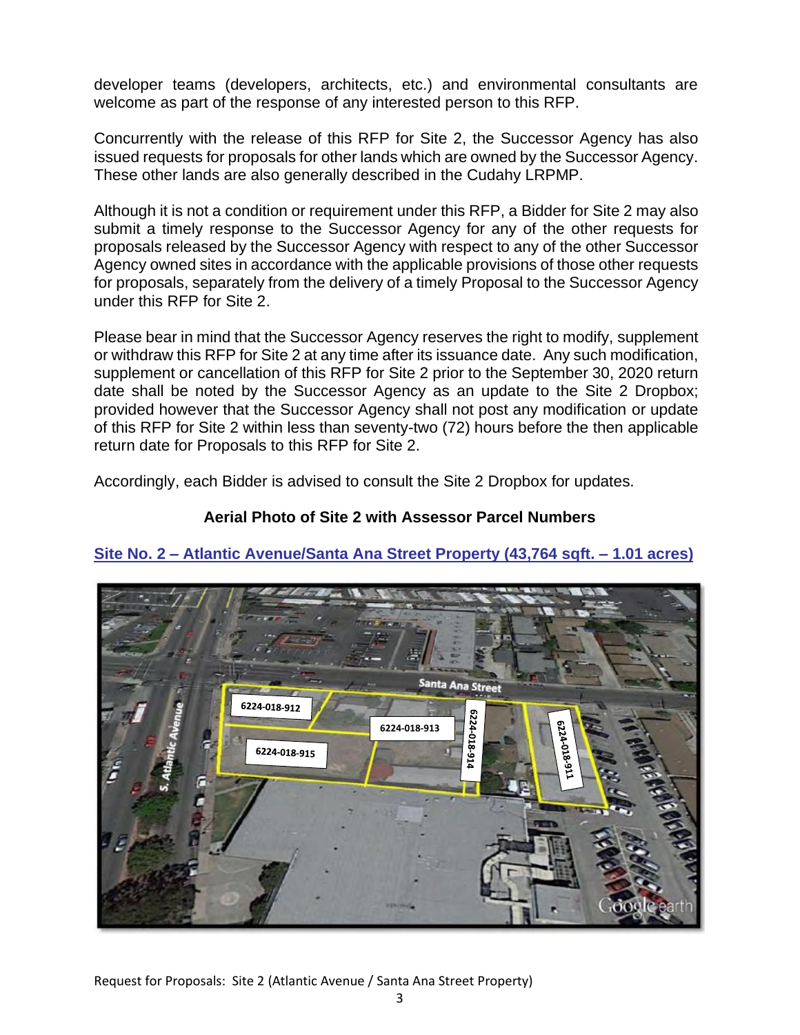developer teams (developers, architects, etc.) and environmental consultants are welcome as part of the response of any interested person to this RFP.

Concurrently with the release of this RFP for Site 2, the Successor Agency has also issued requests for proposals for other lands which are owned by the Successor Agency. These other lands are also generally described in the Cudahy LRPMP.

Although it is not a condition or requirement under this RFP, a Bidder for Site 2 may also submit a timely response to the Successor Agency for any of the other requests for proposals released by the Successor Agency with respect to any of the other Successor Agency owned sites in accordance with the applicable provisions of those other requests for proposals, separately from the delivery of a timely Proposal to the Successor Agency under this RFP for Site 2.

Please bear in mind that the Successor Agency reserves the right to modify, supplement or withdraw this RFP for Site 2 at any time after its issuance date. Any such modification, supplement or cancellation of this RFP for Site 2 prior to the September 30, 2020 return date shall be noted by the Successor Agency as an update to the Site 2 Dropbox; provided however that the Successor Agency shall not post any modification or update of this RFP for Site 2 within less than seventy-two (72) hours before the then applicable return date for Proposals to this RFP for Site 2.

Accordingly, each Bidder is advised to consult the Site 2 Dropbox for updates.

**Aerial Photo of Site 2 with Assessor Parcel Numbers**

**Site No. 2 – Atlantic Avenue/Santa Ana Street Property (43,764 sqft. – 1.01 acres)**

Santa Ana Street

S. Atlantic Avenue

6224-018-912

6224-018-913

6224-018-914

6224-018-911

6224-018-915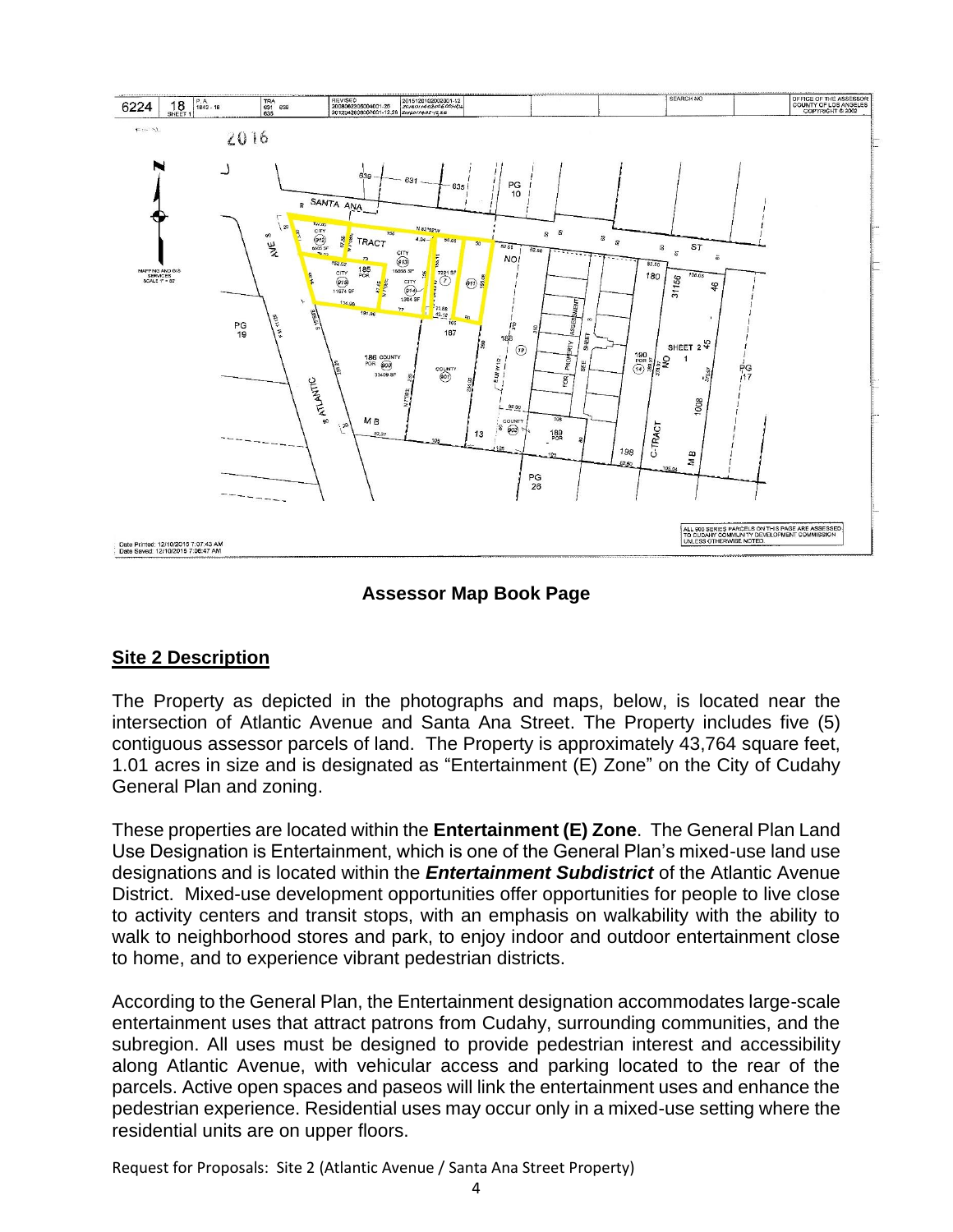**Assessor Map Book Page**

## Site 2 Description

The Property as depicted in the photographs and maps, below, is located near the intersection of Atlantic Avenue and Santa Ana Street. The Property includes five (5) contiguous assessor parcels of land. The Property is approximately 43,764 square feet, 1.01 acres in size and is designated as "Entertainment (E) Zone" on the City of Cudahy General Plan and zoning.

These properties are located within the **Entertainment (E) Zone**. The General Plan Land Use Designation is Entertainment, which is one of the General Plan's mixed-use land use designations and is located within the ***Entertainment Subdistrict*** of the Atlantic Avenue District. Mixed-use development opportunities offer opportunities for people to live close to activity centers and transit stops, with an emphasis on walkability with the ability to walk to neighborhood stores and park, to enjoy indoor and outdoor entertainment close to home, and to experience vibrant pedestrian districts.

According to the General Plan, the Entertainment designation accommodates large-scale entertainment uses that attract patrons from Cudahy, surrounding communities, and the subregion. All uses must be designed to provide pedestrian interest and accessibility along Atlantic Avenue, with vehicular access and parking located to the rear of the parcels. Active open spaces and paseos will link the entertainment uses and enhance the pedestrian experience. Residential uses may occur only in a mixed-use setting where the residential units are on upper floors.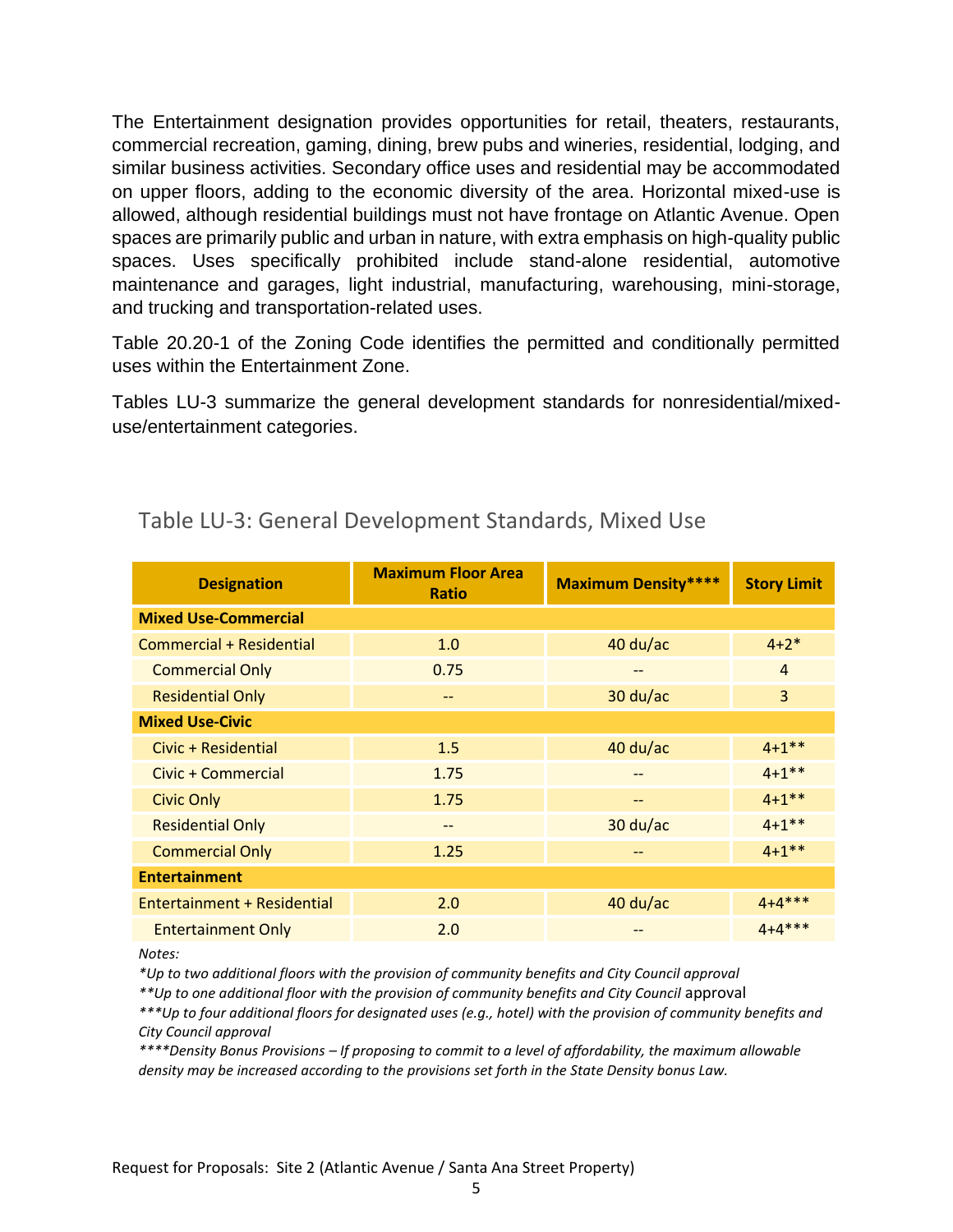The Entertainment designation provides opportunities for retail, theaters, restaurants, commercial recreation, gaming, dining, brew pubs and wineries, residential, lodging, and similar business activities. Secondary office uses and residential may be accommodated on upper floors, adding to the economic diversity of the area. Horizontal mixed-use is allowed, although residential buildings must not have frontage on Atlantic Avenue. Open spaces are primarily public and urban in nature, with extra emphasis on high-quality public spaces. Uses specifically prohibited include stand-alone residential, automotive maintenance and garages, light industrial, manufacturing, warehousing, mini-storage, and trucking and transportation-related uses.

Table 20.20-1 of the Zoning Code identifies the permitted and conditionally permitted uses within the Entertainment Zone.

Tables LU-3 summarize the general development standards for nonresidential/mixed-use/entertainment categories.

## Table LU-3: General Development Standards, Mixed Use

| Designation | Maximum Floor Area Ratio | Maximum Density**** | Story Limit |
|---|---|---|---|
| **Mixed Use-Commercial** | | | |
| Commercial + Residential | 1.0 | 40 du/ac | 4+2* |
| Commercial Only | 0.75 | -- | 4 |
| Residential Only | -- | 30 du/ac | 3 |
| **Mixed Use-Civic** | | | |
| Civic + Residential | 1.5 | 40 du/ac | 4+1** |
| Civic + Commercial | 1.75 | -- | 4+1** |
| Civic Only | 1.75 | -- | 4+1** |
| Residential Only | -- | 30 du/ac | 4+1** |
| Commercial Only | 1.25 | -- | 4+1** |
| **Entertainment** | | | |
| Entertainment + Residential | 2.0 | 40 du/ac | 4+4*** |
| Entertainment Only | 2.0 | -- | 4+4*** |

*Notes:*

*\*Up to two additional floors with the provision of community benefits and City Council approval*

*\*\*Up to one additional floor with the provision of community benefits and City Council approval*

*\*\*\*Up to four additional floors for designated uses (e.g., hotel) with the provision of community benefits and City Council approval*

*\*\*\*\*Density Bonus Provisions – If proposing to commit to a level of affordability, the maximum allowable density may be increased according to the provisions set forth in the State Density bonus Law.*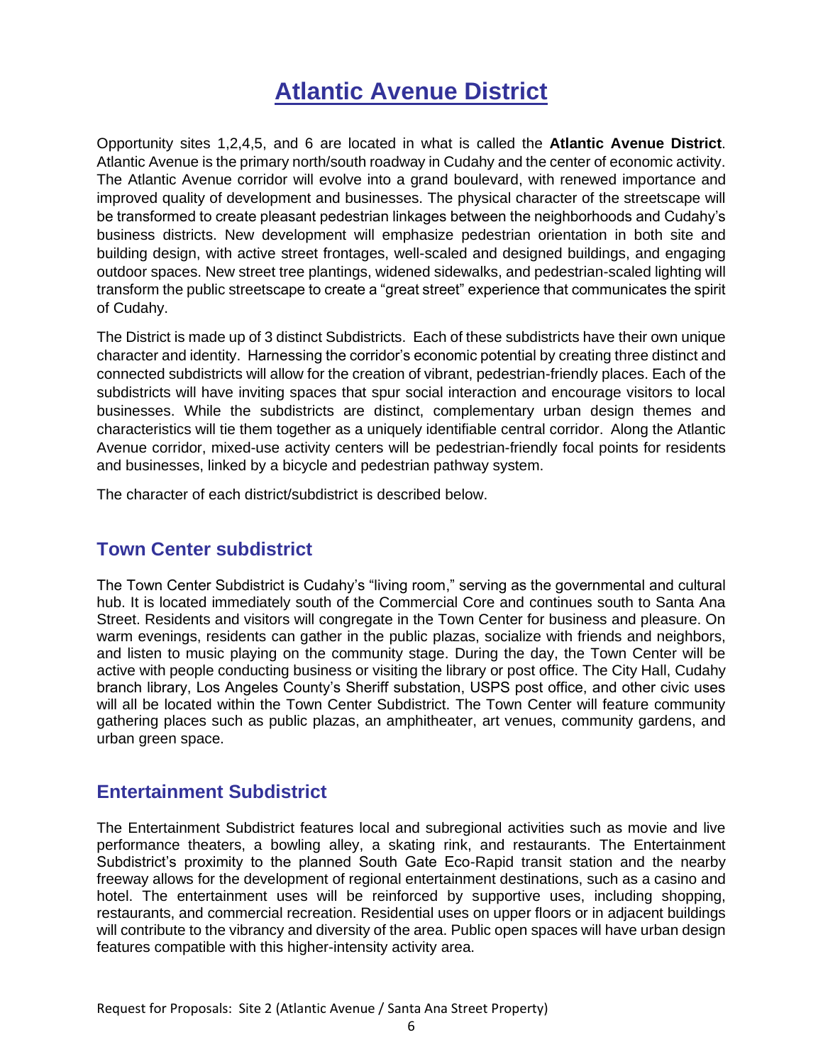# Atlantic Avenue District

Opportunity sites 1,2,4,5, and 6 are located in what is called the **Atlantic Avenue District**. Atlantic Avenue is the primary north/south roadway in Cudahy and the center of economic activity. The Atlantic Avenue corridor will evolve into a grand boulevard, with renewed importance and improved quality of development and businesses. The physical character of the streetscape will be transformed to create pleasant pedestrian linkages between the neighborhoods and Cudahy's business districts. New development will emphasize pedestrian orientation in both site and building design, with active street frontages, well-scaled and designed buildings, and engaging outdoor spaces. New street tree plantings, widened sidewalks, and pedestrian-scaled lighting will transform the public streetscape to create a "great street" experience that communicates the spirit of Cudahy.

The District is made up of 3 distinct Subdistricts. Each of these subdistricts have their own unique character and identity. Harnessing the corridor's economic potential by creating three distinct and connected subdistricts will allow for the creation of vibrant, pedestrian-friendly places. Each of the subdistricts will have inviting spaces that spur social interaction and encourage visitors to local businesses. While the subdistricts are distinct, complementary urban design themes and characteristics will tie them together as a uniquely identifiable central corridor. Along the Atlantic Avenue corridor, mixed-use activity centers will be pedestrian-friendly focal points for residents and businesses, linked by a bicycle and pedestrian pathway system.

The character of each district/subdistrict is described below.

## Town Center subdistrict

The Town Center Subdistrict is Cudahy's "living room," serving as the governmental and cultural hub. It is located immediately south of the Commercial Core and continues south to Santa Ana Street. Residents and visitors will congregate in the Town Center for business and pleasure. On warm evenings, residents can gather in the public plazas, socialize with friends and neighbors, and listen to music playing on the community stage. During the day, the Town Center will be active with people conducting business or visiting the library or post office. The City Hall, Cudahy branch library, Los Angeles County's Sheriff substation, USPS post office, and other civic uses will all be located within the Town Center Subdistrict. The Town Center will feature community gathering places such as public plazas, an amphitheater, art venues, community gardens, and urban green space.

## Entertainment Subdistrict

The Entertainment Subdistrict features local and subregional activities such as movie and live performance theaters, a bowling alley, a skating rink, and restaurants. The Entertainment Subdistrict's proximity to the planned South Gate Eco-Rapid transit station and the nearby freeway allows for the development of regional entertainment destinations, such as a casino and hotel. The entertainment uses will be reinforced by supportive uses, including shopping, restaurants, and commercial recreation. Residential uses on upper floors or in adjacent buildings will contribute to the vibrancy and diversity of the area. Public open spaces will have urban design features compatible with this higher-intensity activity area.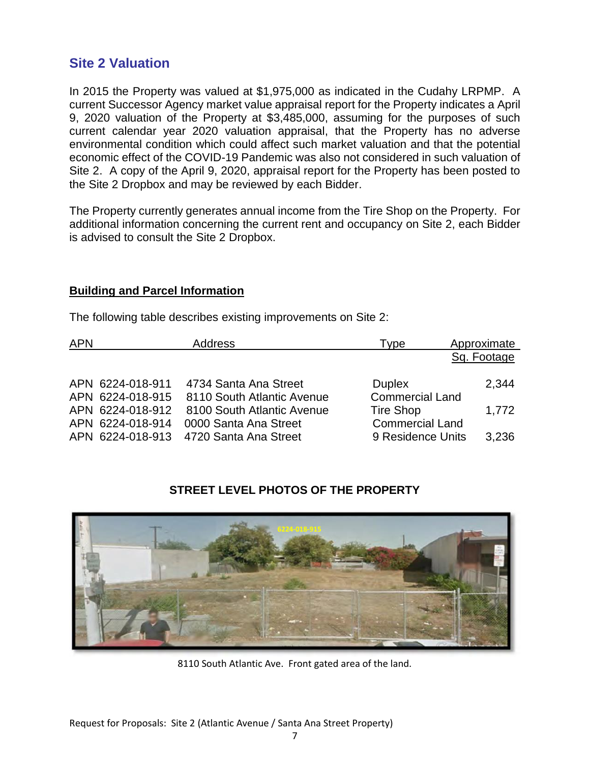## Site 2 Valuation

In 2015 the Property was valued at $1,975,000 as indicated in the Cudahy LRPMP. A current Successor Agency market value appraisal report for the Property indicates a April 9, 2020 valuation of the Property at $3,485,000, assuming for the purposes of such current calendar year 2020 valuation appraisal, that the Property has no adverse environmental condition which could affect such market valuation and that the potential economic effect of the COVID-19 Pandemic was also not considered in such valuation of Site 2. A copy of the April 9, 2020, appraisal report for the Property has been posted to the Site 2 Dropbox and may be reviewed by each Bidder.

The Property currently generates annual income from the Tire Shop on the Property. For additional information concerning the current rent and occupancy on Site 2, each Bidder is advised to consult the Site 2 Dropbox.

**Building and Parcel Information**

The following table describes existing improvements on Site 2:

| APN | Address | Type | Approximate Sq. Footage |
|---|---|---|---|
| APN 6224-018-911 | 4734 Santa Ana Street | Duplex | 2,344 |
| APN 6224-018-915 | 8110 South Atlantic Avenue | Commercial Land | |
| APN 6224-018-912 | 8100 South Atlantic Avenue | Tire Shop | 1,772 |
| APN 6224-018-914 | 0000 Santa Ana Street | Commercial Land | |
| APN 6224-018-913 | 4720 Santa Ana Street | 9 Residence Units | 3,236 |

**STREET LEVEL PHOTOS OF THE PROPERTY**

8110 South Atlantic Ave. Front gated area of the land.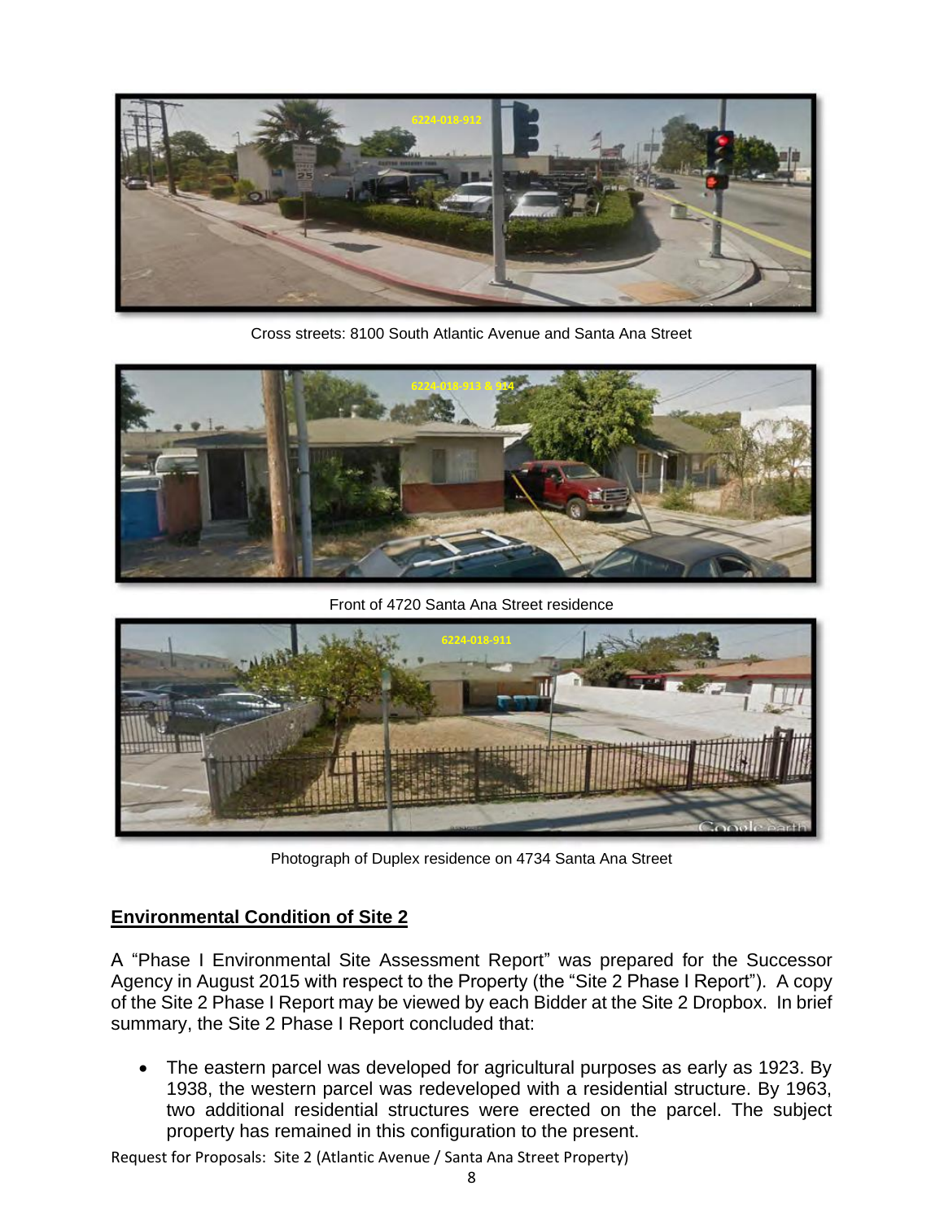Cross streets: 8100 South Atlantic Avenue and Santa Ana Street

Front of 4720 Santa Ana Street residence

Photograph of Duplex residence on 4734 Santa Ana Street

## Environmental Condition of Site 2

A "Phase I Environmental Site Assessment Report" was prepared for the Successor Agency in August 2015 with respect to the Property (the "Site 2 Phase I Report"). A copy of the Site 2 Phase I Report may be viewed by each Bidder at the Site 2 Dropbox. In brief summary, the Site 2 Phase I Report concluded that:

- The eastern parcel was developed for agricultural purposes as early as 1923. By 1938, the western parcel was redeveloped with a residential structure. By 1963, two additional residential structures were erected on the parcel. The subject property has remained in this configuration to the present.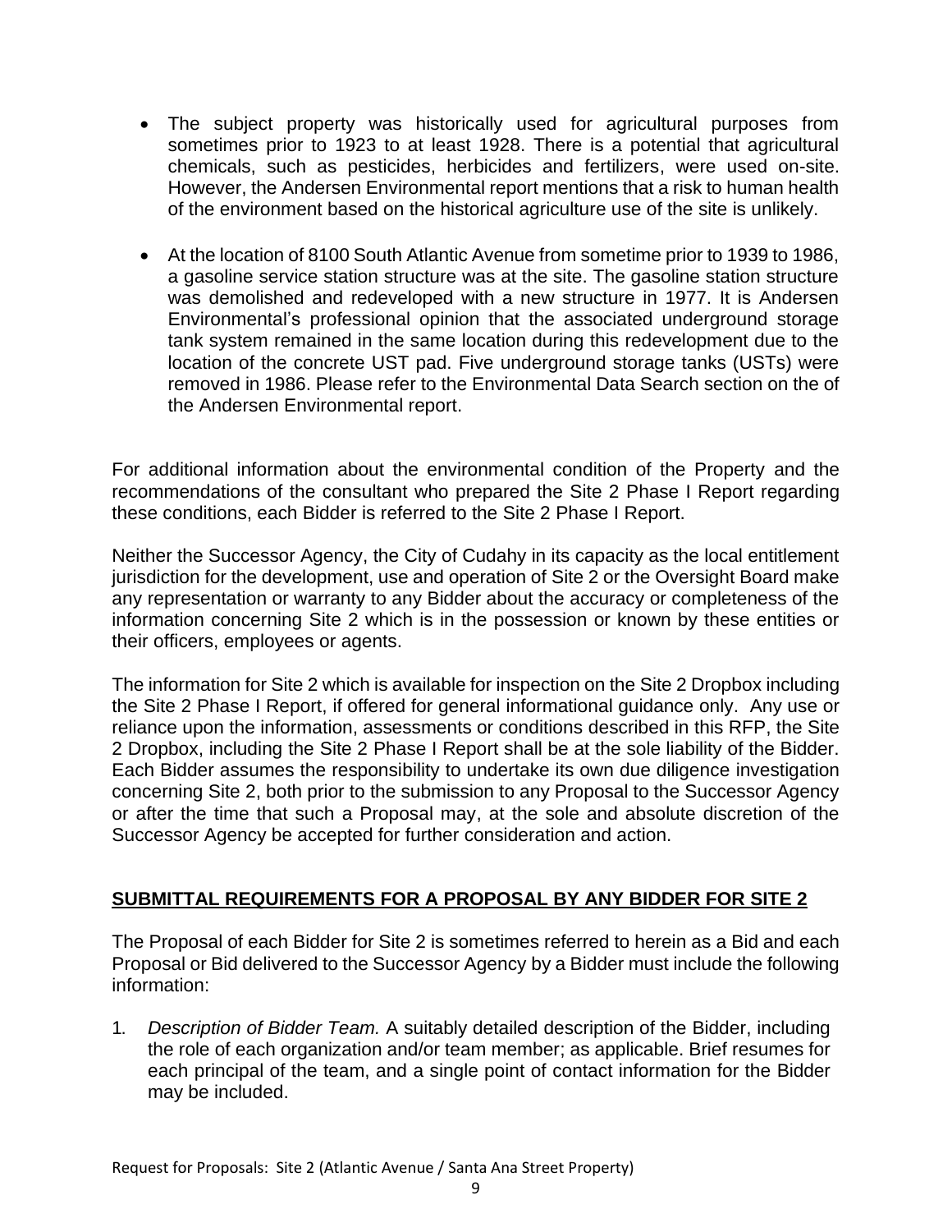- The subject property was historically used for agricultural purposes from sometimes prior to 1923 to at least 1928. There is a potential that agricultural chemicals, such as pesticides, herbicides and fertilizers, were used on-site. However, the Andersen Environmental report mentions that a risk to human health of the environment based on the historical agriculture use of the site is unlikely.

- At the location of 8100 South Atlantic Avenue from sometime prior to 1939 to 1986, a gasoline service station structure was at the site. The gasoline station structure was demolished and redeveloped with a new structure in 1977. It is Andersen Environmental's professional opinion that the associated underground storage tank system remained in the same location during this redevelopment due to the location of the concrete UST pad. Five underground storage tanks (USTs) were removed in 1986. Please refer to the Environmental Data Search section on the of the Andersen Environmental report.

For additional information about the environmental condition of the Property and the recommendations of the consultant who prepared the Site 2 Phase I Report regarding these conditions, each Bidder is referred to the Site 2 Phase I Report.

Neither the Successor Agency, the City of Cudahy in its capacity as the local entitlement jurisdiction for the development, use and operation of Site 2 or the Oversight Board make any representation or warranty to any Bidder about the accuracy or completeness of the information concerning Site 2 which is in the possession or known by these entities or their officers, employees or agents.

The information for Site 2 which is available for inspection on the Site 2 Dropbox including the Site 2 Phase I Report, if offered for general informational guidance only. Any use or reliance upon the information, assessments or conditions described in this RFP, the Site 2 Dropbox, including the Site 2 Phase I Report shall be at the sole liability of the Bidder. Each Bidder assumes the responsibility to undertake its own due diligence investigation concerning Site 2, both prior to the submission to any Proposal to the Successor Agency or after the time that such a Proposal may, at the sole and absolute discretion of the Successor Agency be accepted for further consideration and action.

## SUBMITTAL REQUIREMENTS FOR A PROPOSAL BY ANY BIDDER FOR SITE 2

The Proposal of each Bidder for Site 2 is sometimes referred to herein as a Bid and each Proposal or Bid delivered to the Successor Agency by a Bidder must include the following information:

1. *Description of Bidder Team.* A suitably detailed description of the Bidder, including the role of each organization and/or team member; as applicable. Brief resumes for each principal of the team, and a single point of contact information for the Bidder may be included.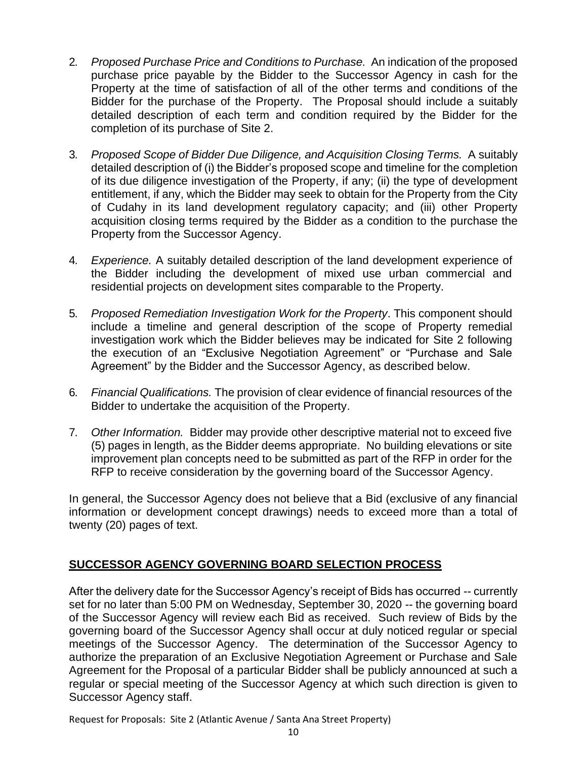2. *Proposed Purchase Price and Conditions to Purchase.* An indication of the proposed purchase price payable by the Bidder to the Successor Agency in cash for the Property at the time of satisfaction of all of the other terms and conditions of the Bidder for the purchase of the Property. The Proposal should include a suitably detailed description of each term and condition required by the Bidder for the completion of its purchase of Site 2.

3. *Proposed Scope of Bidder Due Diligence, and Acquisition Closing Terms.* A suitably detailed description of (i) the Bidder's proposed scope and timeline for the completion of its due diligence investigation of the Property, if any; (ii) the type of development entitlement, if any, which the Bidder may seek to obtain for the Property from the City of Cudahy in its land development regulatory capacity; and (iii) other Property acquisition closing terms required by the Bidder as a condition to the purchase the Property from the Successor Agency.

4. *Experience.* A suitably detailed description of the land development experience of the Bidder including the development of mixed use urban commercial and residential projects on development sites comparable to the Property.

5. *Proposed Remediation Investigation Work for the Property*. This component should include a timeline and general description of the scope of Property remedial investigation work which the Bidder believes may be indicated for Site 2 following the execution of an "Exclusive Negotiation Agreement" or "Purchase and Sale Agreement" by the Bidder and the Successor Agency, as described below.

6. *Financial Qualifications.* The provision of clear evidence of financial resources of the Bidder to undertake the acquisition of the Property.

7. *Other Information.* Bidder may provide other descriptive material not to exceed five (5) pages in length, as the Bidder deems appropriate. No building elevations or site improvement plan concepts need to be submitted as part of the RFP in order for the RFP to receive consideration by the governing board of the Successor Agency.

In general, the Successor Agency does not believe that a Bid (exclusive of any financial information or development concept drawings) needs to exceed more than a total of twenty (20) pages of text.

## **SUCCESSOR AGENCY GOVERNING BOARD SELECTION PROCESS**

After the delivery date for the Successor Agency's receipt of Bids has occurred -- currently set for no later than 5:00 PM on Wednesday, September 30, 2020 -- the governing board of the Successor Agency will review each Bid as received. Such review of Bids by the governing board of the Successor Agency shall occur at duly noticed regular or special meetings of the Successor Agency. The determination of the Successor Agency to authorize the preparation of an Exclusive Negotiation Agreement or Purchase and Sale Agreement for the Proposal of a particular Bidder shall be publicly announced at such a regular or special meeting of the Successor Agency at which such direction is given to Successor Agency staff.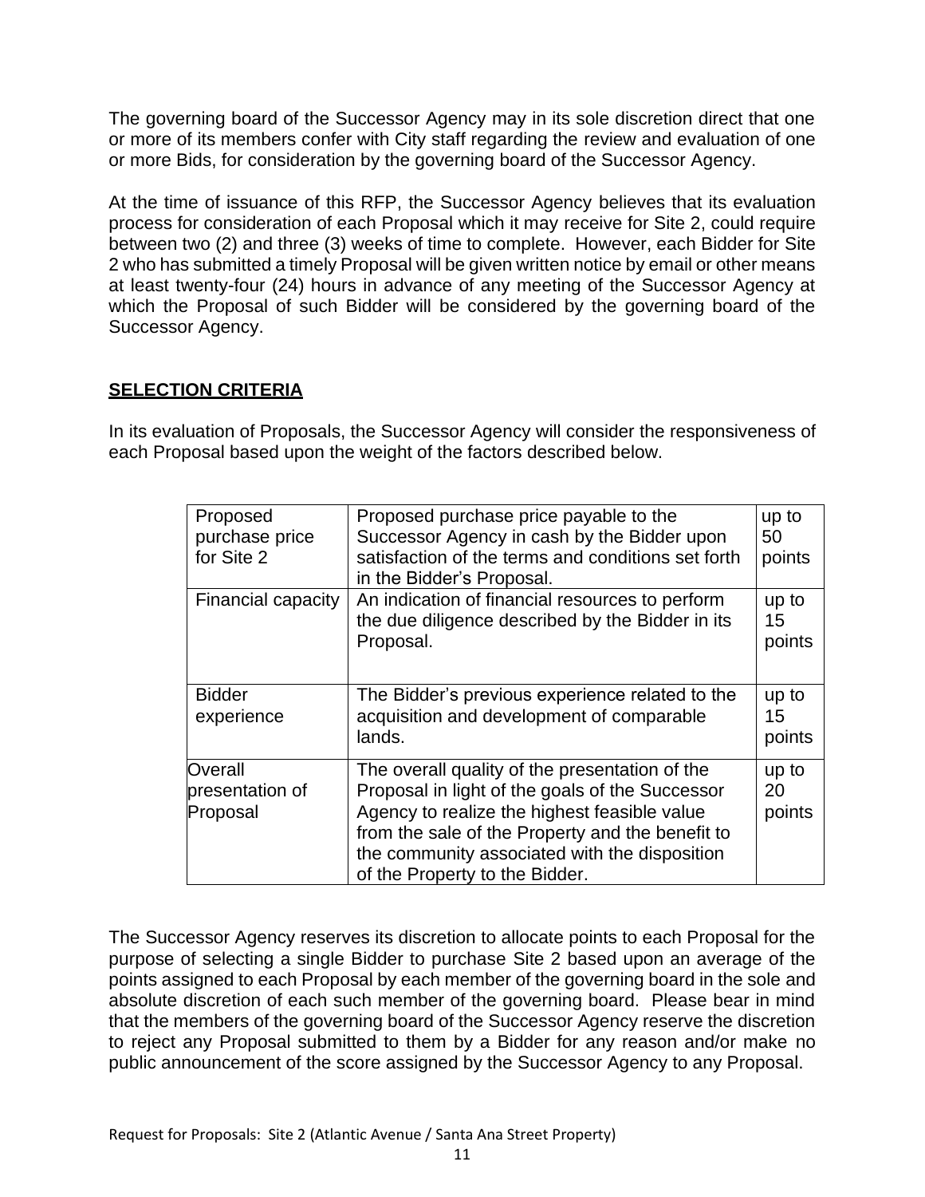The governing board of the Successor Agency may in its sole discretion direct that one or more of its members confer with City staff regarding the review and evaluation of one or more Bids, for consideration by the governing board of the Successor Agency.

At the time of issuance of this RFP, the Successor Agency believes that its evaluation process for consideration of each Proposal which it may receive for Site 2, could require between two (2) and three (3) weeks of time to complete. However, each Bidder for Site 2 who has submitted a timely Proposal will be given written notice by email or other means at least twenty-four (24) hours in advance of any meeting of the Successor Agency at which the Proposal of such Bidder will be considered by the governing board of the Successor Agency.

## SELECTION CRITERIA

In its evaluation of Proposals, the Successor Agency will consider the responsiveness of each Proposal based upon the weight of the factors described below.

| Criterion | Description | Points |
|---|---|---|
| Proposed purchase price for Site 2 | Proposed purchase price payable to the Successor Agency in cash by the Bidder upon satisfaction of the terms and conditions set forth in the Bidder's Proposal. | up to 50 points |
| Financial capacity | An indication of financial resources to perform the due diligence described by the Bidder in its Proposal. | up to 15 points |
| Bidder experience | The Bidder's previous experience related to the acquisition and development of comparable lands. | up to 15 points |
| Overall presentation of Proposal | The overall quality of the presentation of the Proposal in light of the goals of the Successor Agency to realize the highest feasible value from the sale of the Property and the benefit to the community associated with the disposition of the Property to the Bidder. | up to 20 points |

The Successor Agency reserves its discretion to allocate points to each Proposal for the purpose of selecting a single Bidder to purchase Site 2 based upon an average of the points assigned to each Proposal by each member of the governing board in the sole and absolute discretion of each such member of the governing board. Please bear in mind that the members of the governing board of the Successor Agency reserve the discretion to reject any Proposal submitted to them by a Bidder for any reason and/or make no public announcement of the score assigned by the Successor Agency to any Proposal.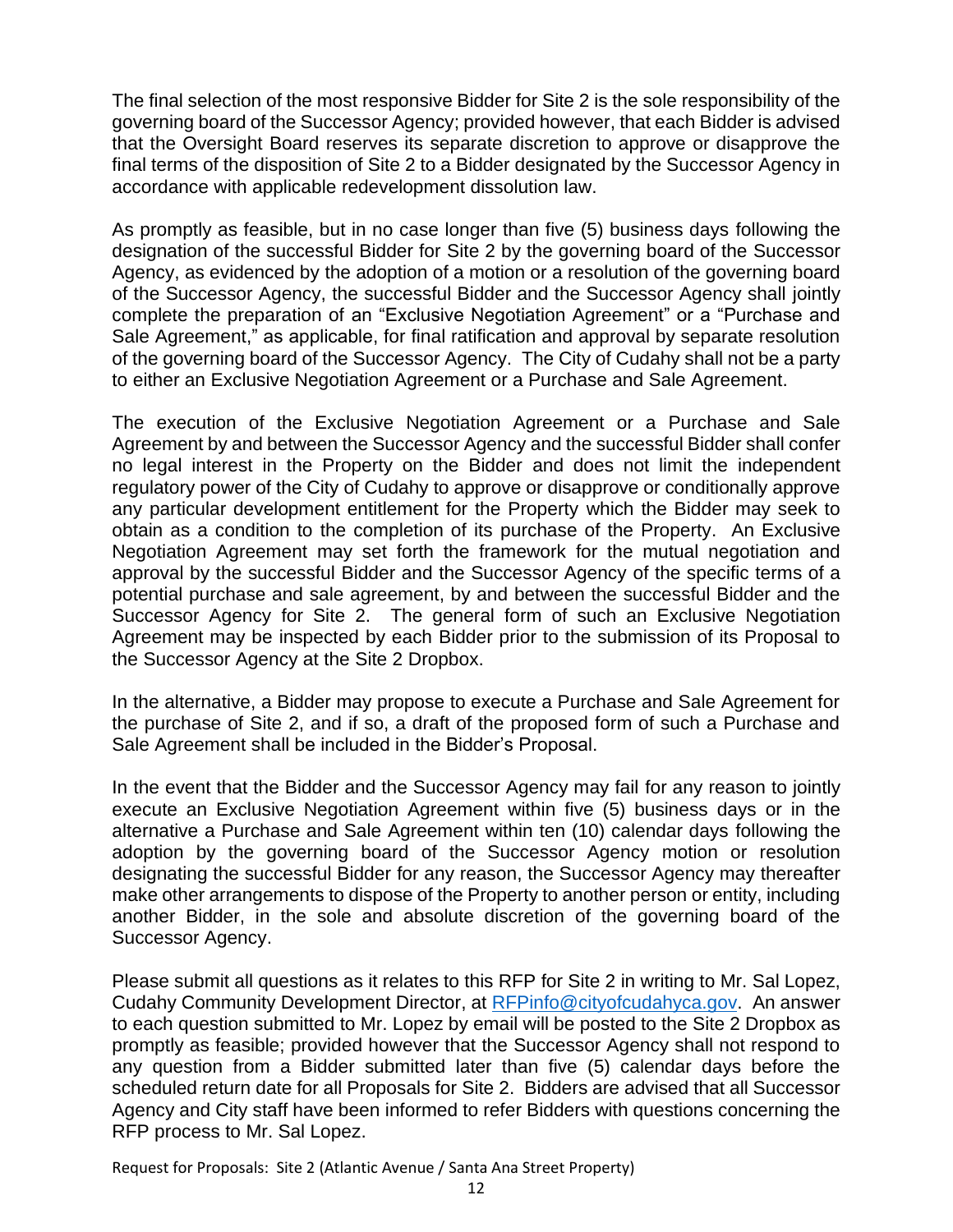The final selection of the most responsive Bidder for Site 2 is the sole responsibility of the governing board of the Successor Agency; provided however, that each Bidder is advised that the Oversight Board reserves its separate discretion to approve or disapprove the final terms of the disposition of Site 2 to a Bidder designated by the Successor Agency in accordance with applicable redevelopment dissolution law.

As promptly as feasible, but in no case longer than five (5) business days following the designation of the successful Bidder for Site 2 by the governing board of the Successor Agency, as evidenced by the adoption of a motion or a resolution of the governing board of the Successor Agency, the successful Bidder and the Successor Agency shall jointly complete the preparation of an "Exclusive Negotiation Agreement" or a "Purchase and Sale Agreement," as applicable, for final ratification and approval by separate resolution of the governing board of the Successor Agency. The City of Cudahy shall not be a party to either an Exclusive Negotiation Agreement or a Purchase and Sale Agreement.

The execution of the Exclusive Negotiation Agreement or a Purchase and Sale Agreement by and between the Successor Agency and the successful Bidder shall confer no legal interest in the Property on the Bidder and does not limit the independent regulatory power of the City of Cudahy to approve or disapprove or conditionally approve any particular development entitlement for the Property which the Bidder may seek to obtain as a condition to the completion of its purchase of the Property. An Exclusive Negotiation Agreement may set forth the framework for the mutual negotiation and approval by the successful Bidder and the Successor Agency of the specific terms of a potential purchase and sale agreement, by and between the successful Bidder and the Successor Agency for Site 2. The general form of such an Exclusive Negotiation Agreement may be inspected by each Bidder prior to the submission of its Proposal to the Successor Agency at the Site 2 Dropbox.

In the alternative, a Bidder may propose to execute a Purchase and Sale Agreement for the purchase of Site 2, and if so, a draft of the proposed form of such a Purchase and Sale Agreement shall be included in the Bidder's Proposal.

In the event that the Bidder and the Successor Agency may fail for any reason to jointly execute an Exclusive Negotiation Agreement within five (5) business days or in the alternative a Purchase and Sale Agreement within ten (10) calendar days following the adoption by the governing board of the Successor Agency motion or resolution designating the successful Bidder for any reason, the Successor Agency may thereafter make other arrangements to dispose of the Property to another person or entity, including another Bidder, in the sole and absolute discretion of the governing board of the Successor Agency.

Please submit all questions as it relates to this RFP for Site 2 in writing to Mr. Sal Lopez, Cudahy Community Development Director, at [RFPinfo@cityofcudahyca.gov](mailto:RFPinfo@cityofcudahyca.gov). An answer to each question submitted to Mr. Lopez by email will be posted to the Site 2 Dropbox as promptly as feasible; provided however that the Successor Agency shall not respond to any question from a Bidder submitted later than five (5) calendar days before the scheduled return date for all Proposals for Site 2. Bidders are advised that all Successor Agency and City staff have been informed to refer Bidders with questions concerning the RFP process to Mr. Sal Lopez.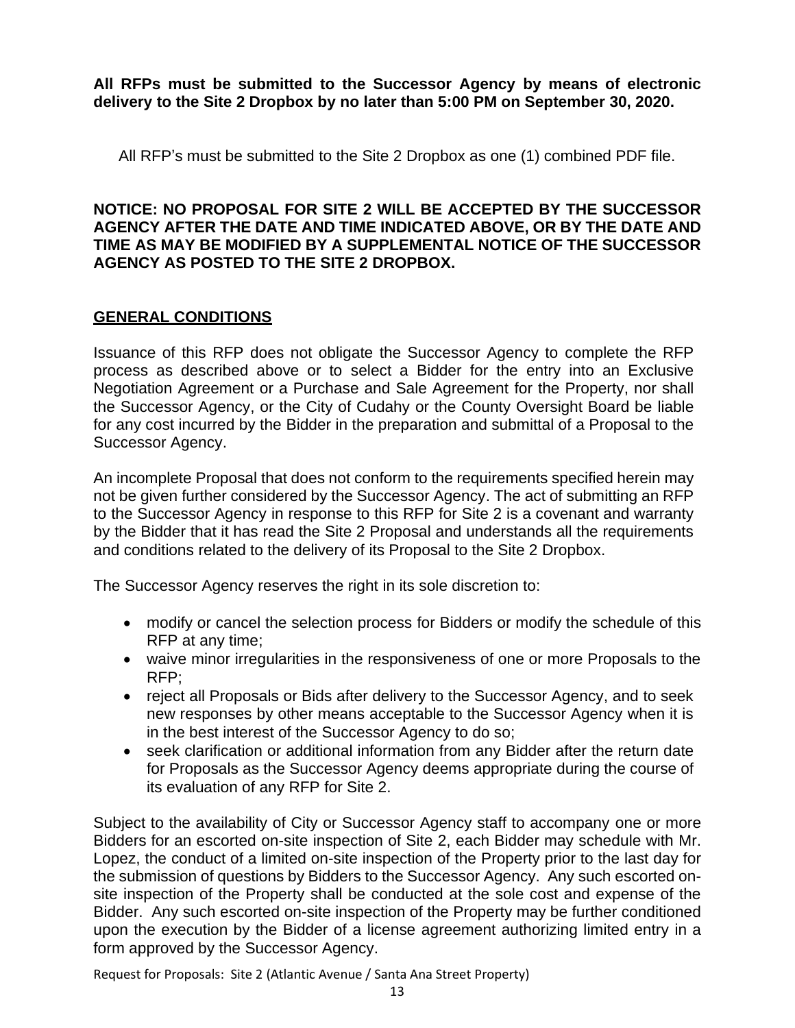**All RFPs must be submitted to the Successor Agency by means of electronic delivery to the Site 2 Dropbox by no later than 5:00 PM on September 30, 2020.**

All RFP's must be submitted to the Site 2 Dropbox as one (1) combined PDF file.

**NOTICE: NO PROPOSAL FOR SITE 2 WILL BE ACCEPTED BY THE SUCCESSOR AGENCY AFTER THE DATE AND TIME INDICATED ABOVE, OR BY THE DATE AND TIME AS MAY BE MODIFIED BY A SUPPLEMENTAL NOTICE OF THE SUCCESSOR AGENCY AS POSTED TO THE SITE 2 DROPBOX.**

## GENERAL CONDITIONS

Issuance of this RFP does not obligate the Successor Agency to complete the RFP process as described above or to select a Bidder for the entry into an Exclusive Negotiation Agreement or a Purchase and Sale Agreement for the Property, nor shall the Successor Agency, or the City of Cudahy or the County Oversight Board be liable for any cost incurred by the Bidder in the preparation and submittal of a Proposal to the Successor Agency.

An incomplete Proposal that does not conform to the requirements specified herein may not be given further considered by the Successor Agency. The act of submitting an RFP to the Successor Agency in response to this RFP for Site 2 is a covenant and warranty by the Bidder that it has read the Site 2 Proposal and understands all the requirements and conditions related to the delivery of its Proposal to the Site 2 Dropbox.

The Successor Agency reserves the right in its sole discretion to:

- modify or cancel the selection process for Bidders or modify the schedule of this RFP at any time;
- waive minor irregularities in the responsiveness of one or more Proposals to the RFP;
- reject all Proposals or Bids after delivery to the Successor Agency, and to seek new responses by other means acceptable to the Successor Agency when it is in the best interest of the Successor Agency to do so;
- seek clarification or additional information from any Bidder after the return date for Proposals as the Successor Agency deems appropriate during the course of its evaluation of any RFP for Site 2.

Subject to the availability of City or Successor Agency staff to accompany one or more Bidders for an escorted on-site inspection of Site 2, each Bidder may schedule with Mr. Lopez, the conduct of a limited on-site inspection of the Property prior to the last day for the submission of questions by Bidders to the Successor Agency. Any such escorted on-site inspection of the Property shall be conducted at the sole cost and expense of the Bidder. Any such escorted on-site inspection of the Property may be further conditioned upon the execution by the Bidder of a license agreement authorizing limited entry in a form approved by the Successor Agency.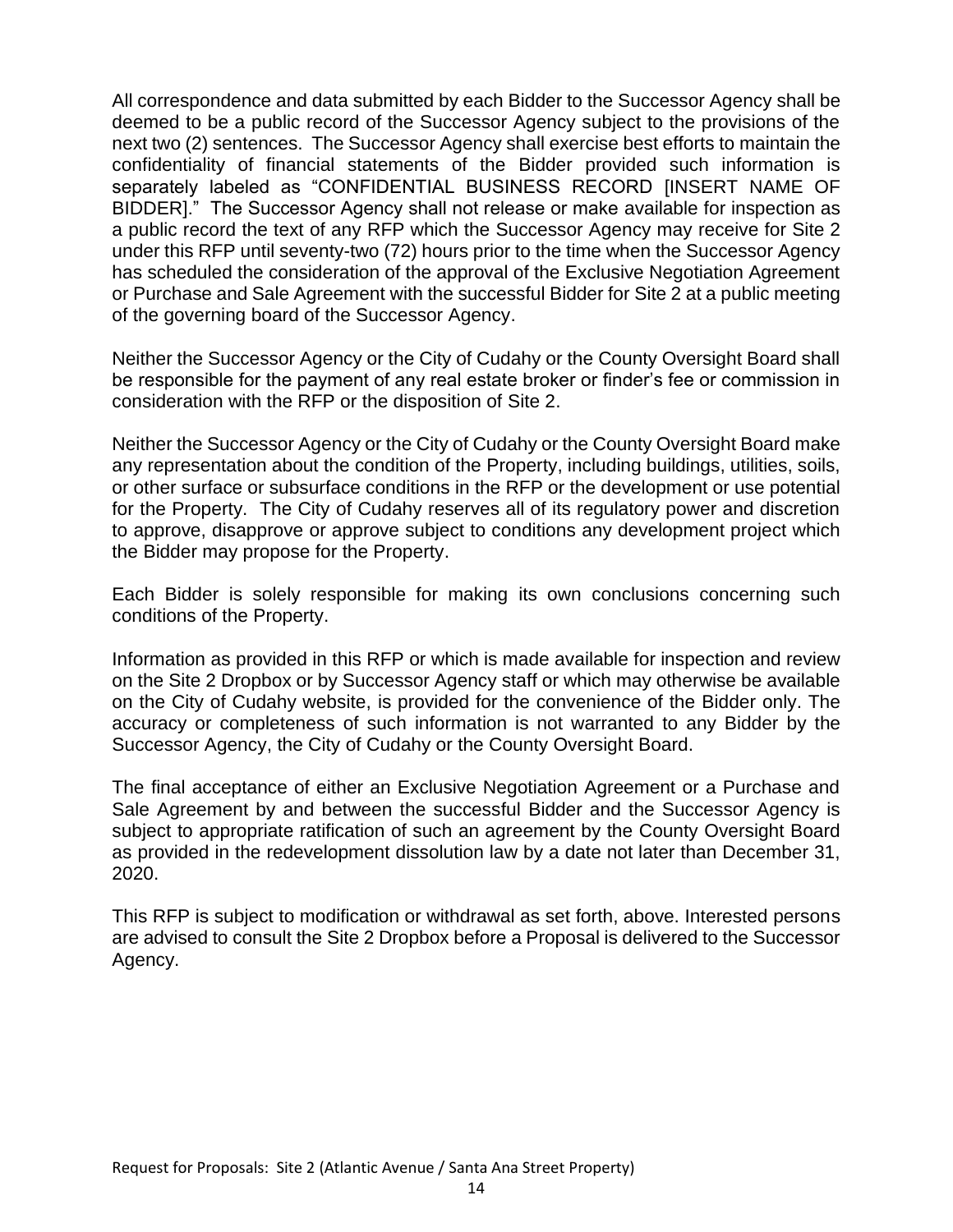All correspondence and data submitted by each Bidder to the Successor Agency shall be deemed to be a public record of the Successor Agency subject to the provisions of the next two (2) sentences. The Successor Agency shall exercise best efforts to maintain the confidentiality of financial statements of the Bidder provided such information is separately labeled as "CONFIDENTIAL BUSINESS RECORD [INSERT NAME OF BIDDER]." The Successor Agency shall not release or make available for inspection as a public record the text of any RFP which the Successor Agency may receive for Site 2 under this RFP until seventy-two (72) hours prior to the time when the Successor Agency has scheduled the consideration of the approval of the Exclusive Negotiation Agreement or Purchase and Sale Agreement with the successful Bidder for Site 2 at a public meeting of the governing board of the Successor Agency.

Neither the Successor Agency or the City of Cudahy or the County Oversight Board shall be responsible for the payment of any real estate broker or finder's fee or commission in consideration with the RFP or the disposition of Site 2.

Neither the Successor Agency or the City of Cudahy or the County Oversight Board make any representation about the condition of the Property, including buildings, utilities, soils, or other surface or subsurface conditions in the RFP or the development or use potential for the Property. The City of Cudahy reserves all of its regulatory power and discretion to approve, disapprove or approve subject to conditions any development project which the Bidder may propose for the Property.

Each Bidder is solely responsible for making its own conclusions concerning such conditions of the Property.

Information as provided in this RFP or which is made available for inspection and review on the Site 2 Dropbox or by Successor Agency staff or which may otherwise be available on the City of Cudahy website, is provided for the convenience of the Bidder only. The accuracy or completeness of such information is not warranted to any Bidder by the Successor Agency, the City of Cudahy or the County Oversight Board.

The final acceptance of either an Exclusive Negotiation Agreement or a Purchase and Sale Agreement by and between the successful Bidder and the Successor Agency is subject to appropriate ratification of such an agreement by the County Oversight Board as provided in the redevelopment dissolution law by a date not later than December 31, 2020.

This RFP is subject to modification or withdrawal as set forth, above. Interested persons are advised to consult the Site 2 Dropbox before a Proposal is delivered to the Successor Agency.